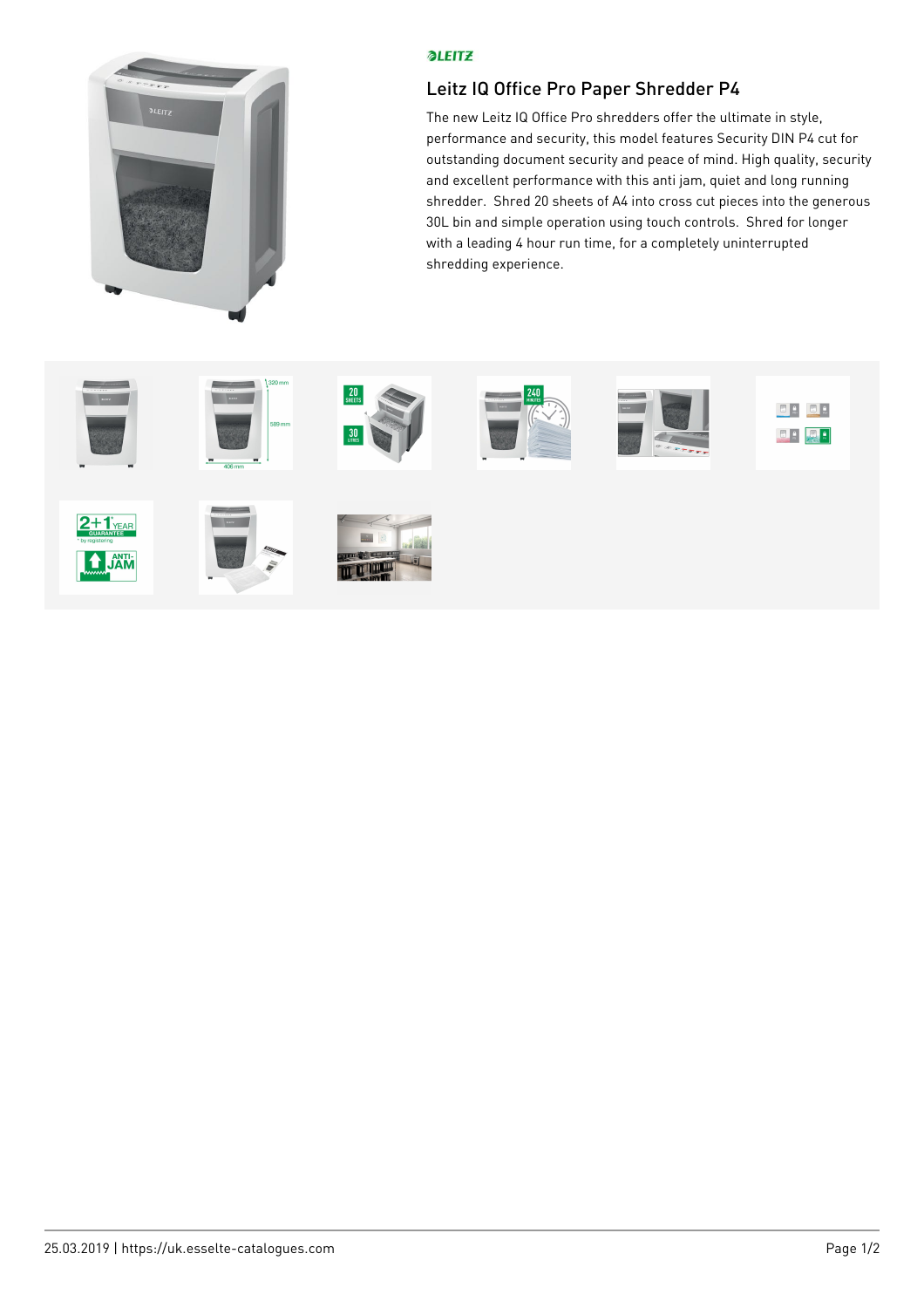LEITZ

# Leitz IQ Office Pro Paper Shredder P4

The new Leitz IQ Office Pro shredders offer the ultimate in style, performance and security, this model features Security DIN P4 cut for outstanding document security and peace of mind. High quality, security and excellent performance with this anti jam, quiet and long running shredder.  Shred 20 sheets of A4 into cross cut pieces into the generous 30L bin and simple operation using touch controls.  Shred for longer with a leading 4 hour run time, for a completely uninterrupted shredding experience.

25.03.2019 | https://uk.esselte-catalogues.com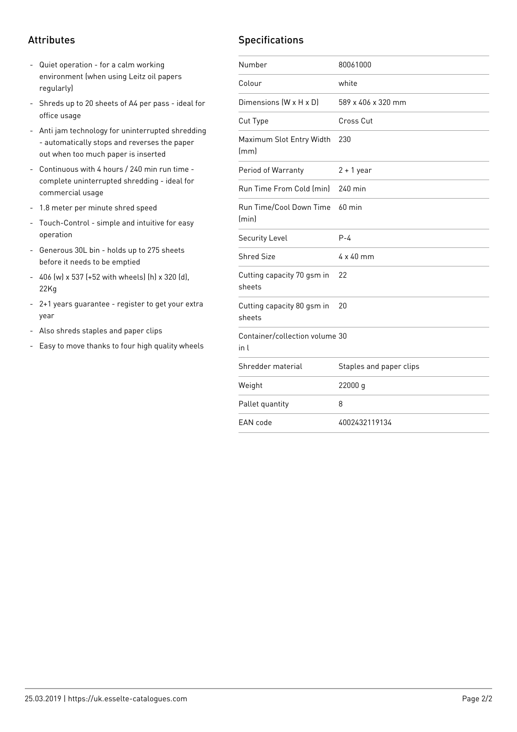## Attributes

- Quiet operation - for a calm working environment (when using Leitz oil papers regularly)
- Shreds up to 20 sheets of A4 per pass - ideal for office usage
- Anti jam technology for uninterrupted shredding - automatically stops and reverses the paper out when too much paper is inserted
- Continuous with 4 hours / 240 min run time - complete uninterrupted shredding - ideal for commercial usage
- 1.8 meter per minute shred speed
- Touch-Control - simple and intuitive for easy operation
- Generous 30L bin - holds up to 275 sheets before it needs to be emptied
- 406 (w) x 537 (+52 with wheels) (h) x 320 (d), 22Kg
- 2+1 years guarantee - register to get your extra year
- Also shreds staples and paper clips
- Easy to move thanks to four high quality wheels

## Specifications

| | |
|---|---|
| Number | 80061000 |
| Colour | white |
| Dimensions (W x H x D) | 589 x 406 x 320 mm |
| Cut Type | Cross Cut |
| Maximum Slot Entry Width (mm) | 230 |
| Period of Warranty | 2 + 1 year |
| Run Time From Cold (min) | 240 min |
| Run Time/Cool Down Time (min) | 60 min |
| Security Level | P-4 |
| Shred Size | 4 x 40 mm |
| Cutting capacity 70 gsm in sheets | 22 |
| Cutting capacity 80 gsm in sheets | 20 |
| Container/collection volume in l | 30 |
| Shredder material | Staples and paper clips |
| Weight | 22000 g |
| Pallet quantity | 8 |
| EAN code | 4002432119134 |

25.03.2019 | https://uk.esselte-catalogues.com